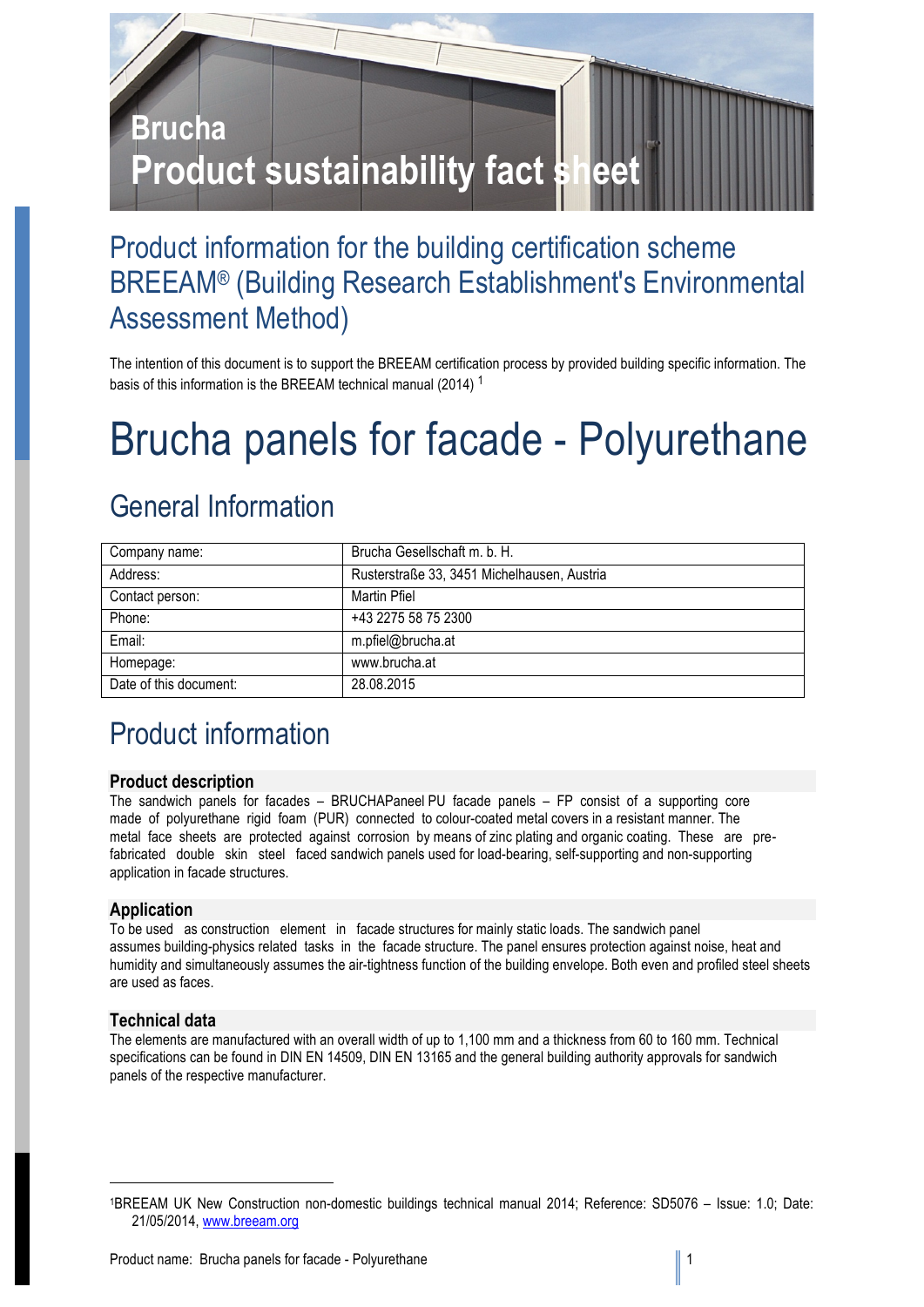# Brucha
# Product sustainability fact sheet

## Product information for the building certification scheme BREEAM® (Building Research Establishment's Environmental Assessment Method)

The intention of this document is to support the BREEAM certification process by provided building specific information. The basis of this information is the BREEAM technical manual (2014) [1]

# Brucha panels for facade - Polyurethane

## General Information

| Company name: | Brucha Gesellschaft m. b. H. |
|---|---|
| Address: | Rusterstraße 33, 3451 Michelhausen, Austria |
| Contact person: | Martin Pfiel |
| Phone: | +43 2275 58 75 2300 |
| Email: | m.pfiel@brucha.at |
| Homepage: | www.brucha.at |
| Date of this document: | 28.08.2015 |

## Product information

### Product description

The sandwich panels for facades – BRUCHAPaneel PU facade panels – FP consist of a supporting core made of polyurethane rigid foam (PUR) connected to colour-coated metal covers in a resistant manner. The metal face sheets are protected against corrosion by means of zinc plating and organic coating. These are pre-fabricated double skin steel faced sandwich panels used for load-bearing, self-supporting and non-supporting application in facade structures.

### Application

To be used as construction element in facade structures for mainly static loads. The sandwich panel assumes building-physics related tasks in the facade structure. The panel ensures protection against noise, heat and humidity and simultaneously assumes the air-tightness function of the building envelope. Both even and profiled steel sheets are used as faces.

### Technical data

The elements are manufactured with an overall width of up to 1,100 mm and a thickness from 60 to 160 mm. Technical specifications can be found in DIN EN 14509, DIN EN 13165 and the general building authority approvals for sandwich panels of the respective manufacturer.

---

[1] BREEAM UK New Construction non-domestic buildings technical manual 2014; Reference: SD5076 – Issue: 1.0; Date: 21/05/2014, www.breeam.org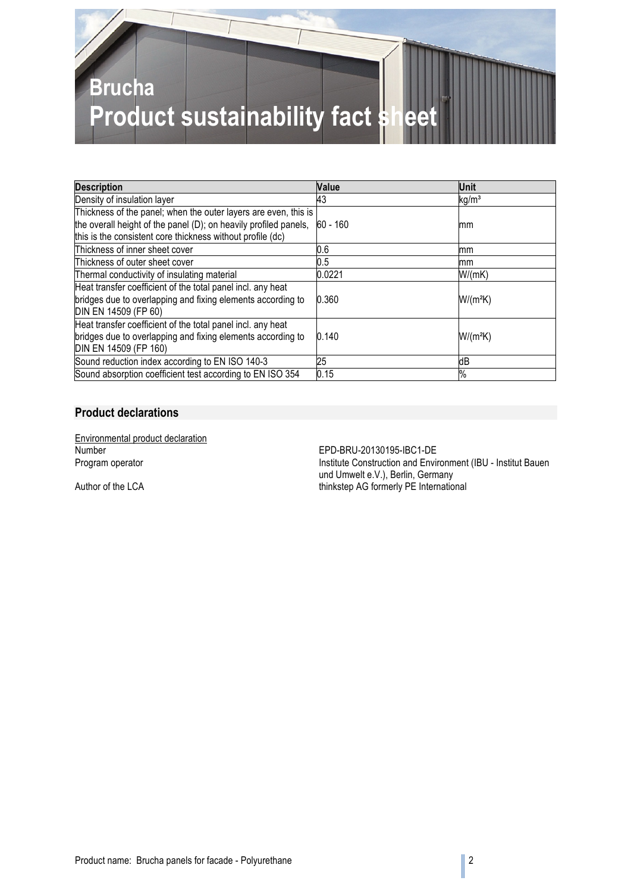# Brucha
# Product sustainability fact sheet

| Description | Value | Unit |
|---|---|---|
| Density of insulation layer | 43 | kg/m³ |
| Thickness of the panel; when the outer layers are even, this is the overall height of the panel (D); on heavily profiled panels, this is the consistent core thickness without profile (dc) | 60 - 160 | mm |
| Thickness of inner sheet cover | 0.6 | mm |
| Thickness of outer sheet cover | 0.5 | mm |
| Thermal conductivity of insulating material | 0.0221 | W/(mK) |
| Heat transfer coefficient of the total panel incl. any heat bridges due to overlapping and fixing elements according to DIN EN 14509 (FP 60) | 0.360 | W/(m²K) |
| Heat transfer coefficient of the total panel incl. any heat bridges due to overlapping and fixing elements according to DIN EN 14509 (FP 160) | 0.140 | W/(m²K) |
| Sound reduction index according to EN ISO 140-3 | 25 | dB |
| Sound absorption coefficient test according to EN ISO 354 | 0.15 | % |

## Product declarations

Environmental product declaration

Number: EPD-BRU-20130195-IBC1-DE

Program operator: Institute Construction and Environment (IBU - Institut Bauen und Umwelt e.V.), Berlin, Germany

Author of the LCA: thinkstep AG formerly PE International

Product name: Brucha panels for facade - Polyurethane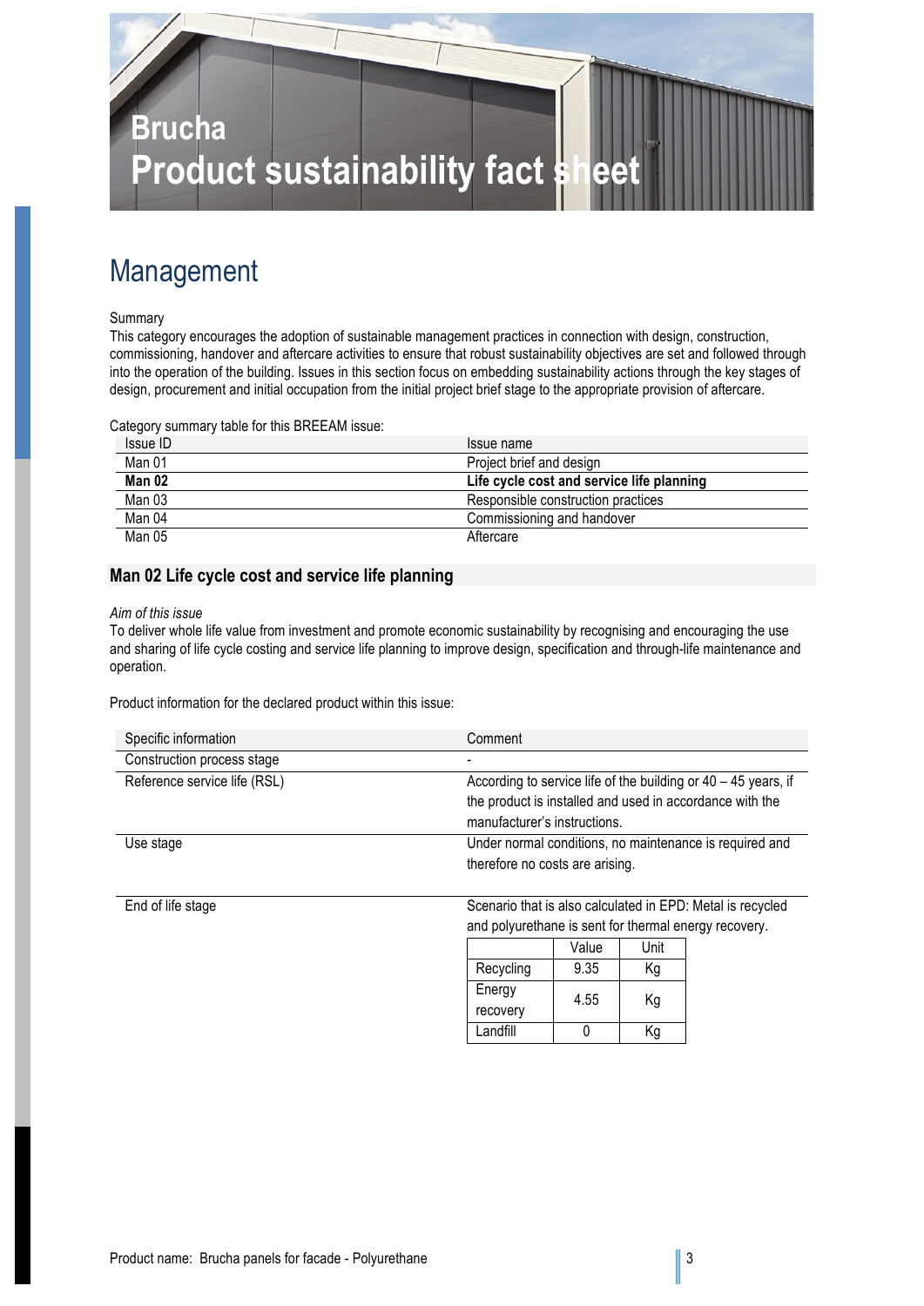# Brucha
# Product sustainability fact sheet

## Management

Summary

This category encourages the adoption of sustainable management practices in connection with design, construction, commissioning, handover and aftercare activities to ensure that robust sustainability objectives are set and followed through into the operation of the building. Issues in this section focus on embedding sustainability actions through the key stages of design, procurement and initial occupation from the initial project brief stage to the appropriate provision of aftercare.

Category summary table for this BREEAM issue:

| Issue ID | Issue name |
|---|---|
| Man 01 | Project brief and design |
| **Man 02** | **Life cycle cost and service life planning** |
| Man 03 | Responsible construction practices |
| Man 04 | Commissioning and handover |
| Man 05 | Aftercare |

### Man 02 Life cycle cost and service life planning

*Aim of this issue*

To deliver whole life value from investment and promote economic sustainability by recognising and encouraging the use and sharing of life cycle costing and service life planning to improve design, specification and through-life maintenance and operation.

Product information for the declared product within this issue:

| Specific information | Comment |
|---|---|
| Construction process stage | - |
| Reference service life (RSL) | According to service life of the building or 40 – 45 years, if the product is installed and used in accordance with the manufacturer's instructions. |
| Use stage | Under normal conditions, no maintenance is required and therefore no costs are arising. |
| End of life stage | Scenario that is also calculated in EPD: Metal is recycled and polyurethane is sent for thermal energy recovery. |

| | Value | Unit |
|---|---|---|
| Recycling | 9.35 | Kg |
| Energy recovery | 4.55 | Kg |
| Landfill | 0 | Kg |

Product name: Brucha panels for facade - Polyurethane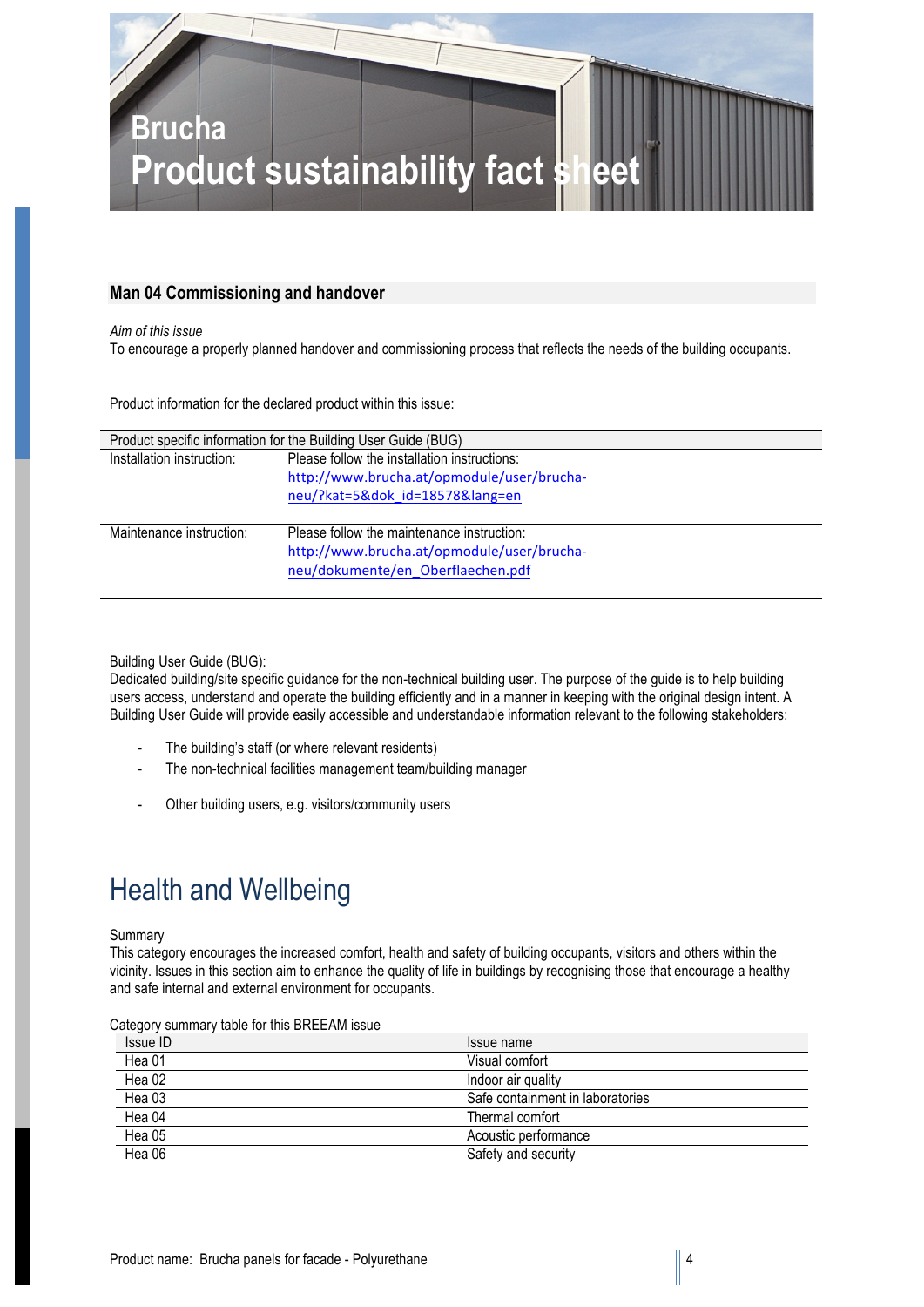# Brucha
# Product sustainability fact sheet

## Man 04 Commissioning and handover

*Aim of this issue*

To encourage a properly planned handover and commissioning process that reflects the needs of the building occupants.

Product information for the declared product within this issue:

| Product specific information for the Building User Guide (BUG) | |
|---|---|
| Installation instruction: | Please follow the installation instructions: http://www.brucha.at/opmodule/user/brucha-neu/?kat=5&dok_id=18578&lang=en |
| Maintenance instruction: | Please follow the maintenance instruction: http://www.brucha.at/opmodule/user/brucha-neu/dokumente/en_Oberflaechen.pdf |

Building User Guide (BUG):

Dedicated building/site specific guidance for the non-technical building user. The purpose of the guide is to help building users access, understand and operate the building efficiently and in a manner in keeping with the original design intent. A Building User Guide will provide easily accessible and understandable information relevant to the following stakeholders:

- The building's staff (or where relevant residents)
- The non-technical facilities management team/building manager
- Other building users, e.g. visitors/community users

# Health and Wellbeing

Summary

This category encourages the increased comfort, health and safety of building occupants, visitors and others within the vicinity. Issues in this section aim to enhance the quality of life in buildings by recognising those that encourage a healthy and safe internal and external environment for occupants.

Category summary table for this BREEAM issue

| Issue ID | Issue name |
|---|---|
| Hea 01 | Visual comfort |
| Hea 02 | Indoor air quality |
| Hea 03 | Safe containment in laboratories |
| Hea 04 | Thermal comfort |
| Hea 05 | Acoustic performance |
| Hea 06 | Safety and security |

Product name: Brucha panels for facade - Polyurethane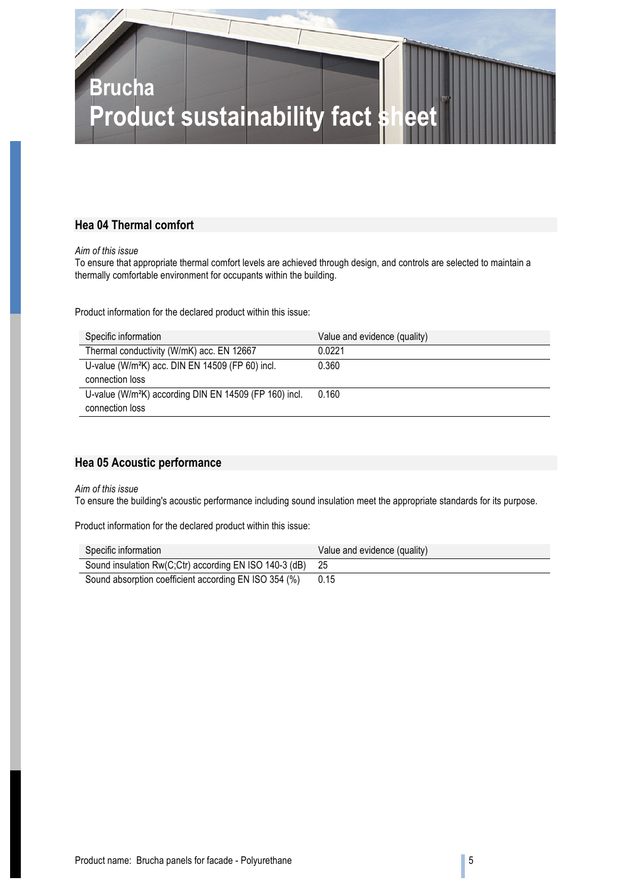# Brucha
# Product sustainability fact sheet

## Hea 04 Thermal comfort

*Aim of this issue*
To ensure that appropriate thermal comfort levels are achieved through design, and controls are selected to maintain a thermally comfortable environment for occupants within the building.

Product information for the declared product within this issue:

| Specific information | Value and evidence (quality) |
|---|---|
| Thermal conductivity (W/mK) acc. EN 12667 | 0.0221 |
| U-value (W/m²K) acc. DIN EN 14509 (FP 60) incl. connection loss | 0.360 |
| U-value (W/m²K) according DIN EN 14509 (FP 160) incl. connection loss | 0.160 |

## Hea 05 Acoustic performance

*Aim of this issue*
To ensure the building's acoustic performance including sound insulation meet the appropriate standards for its purpose.

Product information for the declared product within this issue:

| Specific information | Value and evidence (quality) |
|---|---|
| Sound insulation Rw(C;Ctr) according EN ISO 140-3 (dB) | 25 |
| Sound absorption coefficient according EN ISO 354 (%) | 0.15 |

Product name: Brucha panels for facade - Polyurethane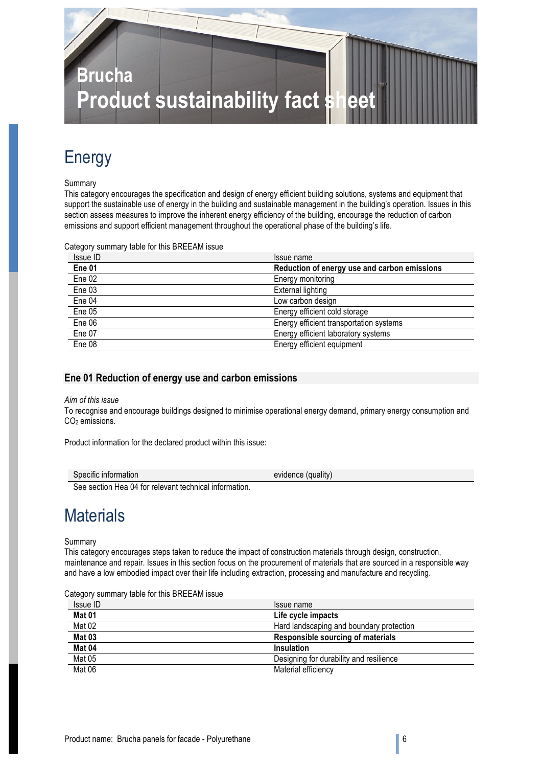# Brucha
# Product sustainability fact sheet

## Energy

Summary

This category encourages the specification and design of energy efficient building solutions, systems and equipment that support the sustainable use of energy in the building and sustainable management in the building's operation. Issues in this section assess measures to improve the inherent energy efficiency of the building, encourage the reduction of carbon emissions and support efficient management throughout the operational phase of the building's life.

Category summary table for this BREEAM issue

| Issue ID | Issue name |
|---|---|
| **Ene 01** | **Reduction of energy use and carbon emissions** |
| Ene 02 | Energy monitoring |
| Ene 03 | External lighting |
| Ene 04 | Low carbon design |
| Ene 05 | Energy efficient cold storage |
| Ene 06 | Energy efficient transportation systems |
| Ene 07 | Energy efficient laboratory systems |
| Ene 08 | Energy efficient equipment |

### Ene 01 Reduction of energy use and carbon emissions

*Aim of this issue*

To recognise and encourage buildings designed to minimise operational energy demand, primary energy consumption and $CO_2$ emissions.

Product information for the declared product within this issue:

| Specific information | evidence (quality) |
|---|---|
| See section Hea 04 for relevant technical information. | |

## Materials

Summary

This category encourages steps taken to reduce the impact of construction materials through design, construction, maintenance and repair. Issues in this section focus on the procurement of materials that are sourced in a responsible way and have a low embodied impact over their life including extraction, processing and manufacture and recycling.

Category summary table for this BREEAM issue

| Issue ID | Issue name |
|---|---|
| **Mat 01** | **Life cycle impacts** |
| Mat 02 | Hard landscaping and boundary protection |
| **Mat 03** | **Responsible sourcing of materials** |
| **Mat 04** | **Insulation** |
| Mat 05 | Designing for durability and resilience |
| Mat 06 | Material efficiency |

Product name: Brucha panels for facade - Polyurethane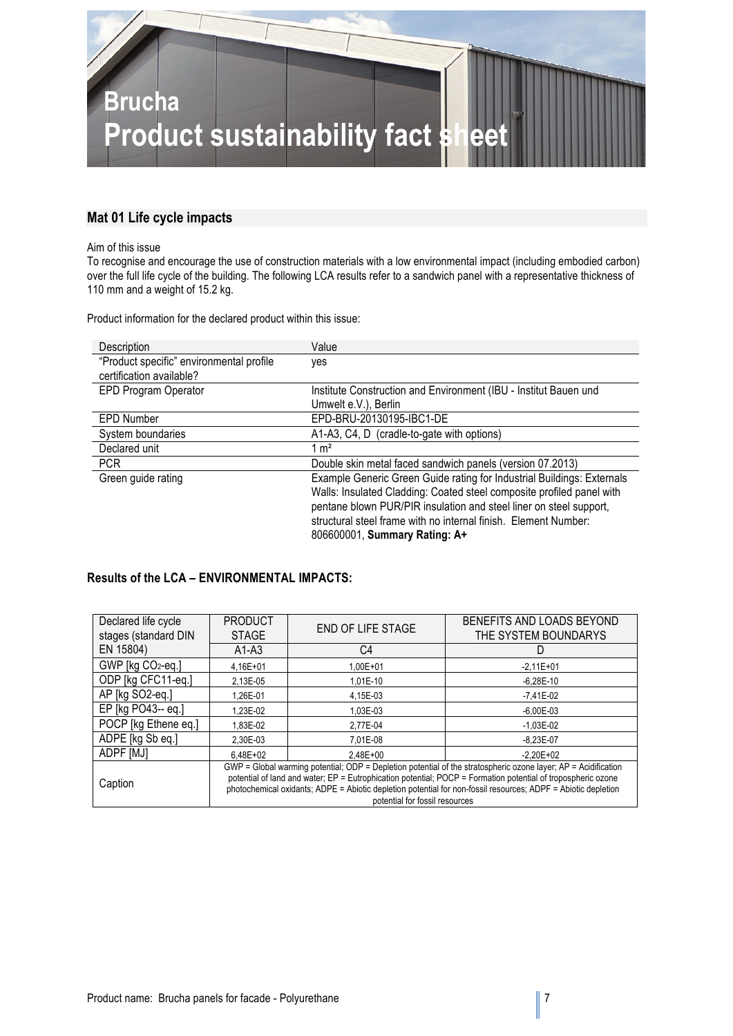# Brucha
# Product sustainability fact sheet

## Mat 01 Life cycle impacts

Aim of this issue

To recognise and encourage the use of construction materials with a low environmental impact (including embodied carbon) over the full life cycle of the building. The following LCA results refer to a sandwich panel with a representative thickness of 110 mm and a weight of 15.2 kg.

Product information for the declared product within this issue:

| Description | Value |
|---|---|
| "Product specific" environmental profile certification available? | yes |
| EPD Program Operator | Institute Construction and Environment (IBU - Institut Bauen und Umwelt e.V.), Berlin |
| EPD Number | EPD-BRU-20130195-IBC1-DE |
| System boundaries | A1-A3, C4, D (cradle-to-gate with options) |
| Declared unit | 1 m² |
| PCR | Double skin metal faced sandwich panels (version 07.2013) |
| Green guide rating | Example Generic Green Guide rating for Industrial Buildings: Externals Walls: Insulated Cladding: Coated steel composite profiled panel with pentane blown PUR/PIR insulation and steel liner on steel support, structural steel frame with no internal finish. Element Number: 806600001, **Summary Rating: A+** |

### Results of the LCA – ENVIRONMENTAL IMPACTS:

| Declared life cycle stages (standard DIN EN 15804) | PRODUCT STAGE | END OF LIFE STAGE | BENEFITS AND LOADS BEYOND THE SYSTEM BOUNDARYS |
|---|---|---|---|
| | A1-A3 | C4 | D |
| GWP [kg $CO_2$-eq.] | 4,16E+01 | 1,00E+01 | -2,11E+01 |
| ODP [kg CFC11-eq.] | 2,13E-05 | 1,01E-10 | -6,28E-10 |
| AP [kg SO2-eq.] | 1,26E-01 | 4,15E-03 | -7,41E-02 |
| EP [kg PO43-- eq.] | 1,23E-02 | 1,03E-03 | -6,00E-03 |
| POCP [kg Ethene eq.] | 1,83E-02 | 2,77E-04 | -1,03E-02 |
| ADPE [kg Sb eq.] | 2,30E-03 | 7,01E-08 | -8,23E-07 |
| ADPF [MJ] | 6,48E+02 | 2,48E+00 | -2,20E+02 |
| Caption | GWP = Global warming potential; ODP = Depletion potential of the stratospheric ozone layer; AP = Acidification potential of land and water; EP = Eutrophication potential; POCP = Formation potential of tropospheric ozone photochemical oxidants; ADPE = Abiotic depletion potential for non-fossil resources; ADPF = Abiotic depletion potential for fossil resources | | |

Product name: Brucha panels for facade - Polyurethane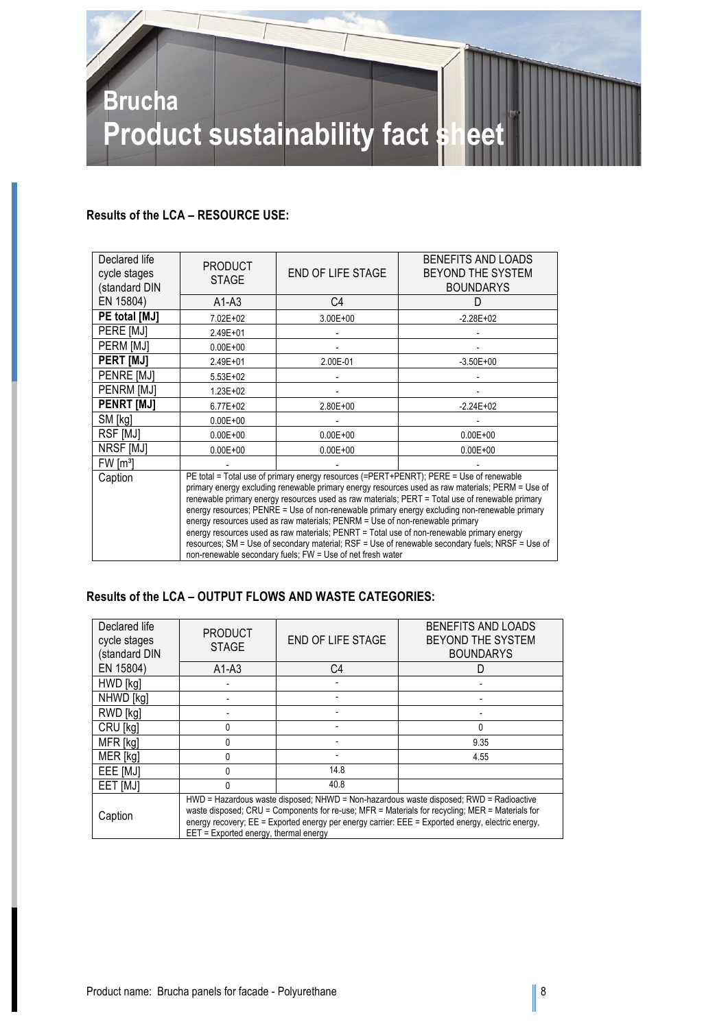# Brucha
# Product sustainability fact sheet

**Results of the LCA – RESOURCE USE:**

| Declared life cycle stages (standard DIN EN 15804) | PRODUCT STAGE | END OF LIFE STAGE | BENEFITS AND LOADS BEYOND THE SYSTEM BOUNDARYS |
|---|---|---|---|
| | A1-A3 | C4 | D |
| **PE total [MJ]** | 7.02E+02 | 3.00E+00 | -2.28E+02 |
| PERE [MJ] | 2.49E+01 | - | - |
| PERM [MJ] | 0.00E+00 | - | - |
| **PERT [MJ]** | 2.49E+01 | 2.00E-01 | -3.50E+00 |
| PENRE [MJ] | 5.53E+02 | - | - |
| PENRM [MJ] | 1.23E+02 | - | - |
| **PENRT [MJ]** | 6.77E+02 | 2.80E+00 | -2.24E+02 |
| SM [kg] | 0.00E+00 | - | - |
| RSF [MJ] | 0.00E+00 | 0.00E+00 | 0.00E+00 |
| NRSF [MJ] | 0.00E+00 | 0.00E+00 | 0.00E+00 |
| FW [m³] | - | - | - |
| Caption | PE total = Total use of primary energy resources (=PERT+PENRT); PERE = Use of renewable primary energy excluding renewable primary energy resources used as raw materials; PERM = Use of renewable primary energy resources used as raw materials; PERT = Total use of renewable primary energy resources; PENRE = Use of non-renewable primary energy excluding non-renewable primary energy resources used as raw materials; PENRM = Use of non-renewable primary energy resources used as raw materials; PENRT = Total use of non-renewable primary energy resources; SM = Use of secondary material; RSF = Use of renewable secondary fuels; NRSF = Use of non-renewable secondary fuels; FW = Use of net fresh water | | |

**Results of the LCA – OUTPUT FLOWS AND WASTE CATEGORIES:**

| Declared life cycle stages (standard DIN EN 15804) | PRODUCT STAGE | END OF LIFE STAGE | BENEFITS AND LOADS BEYOND THE SYSTEM BOUNDARYS |
|---|---|---|---|
| | A1-A3 | C4 | D |
| HWD [kg] | - | - | - |
| NHWD [kg] | - | - | - |
| RWD [kg] | - | - | - |
| CRU [kg] | 0 | - | 0 |
| MFR [kg] | 0 | - | 9.35 |
| MER [kg] | 0 | - | 4.55 |
| EEE [MJ] | 0 | 14.8 | |
| EET [MJ] | 0 | 40.8 | |
| Caption | HWD = Hazardous waste disposed; NHWD = Non-hazardous waste disposed; RWD = Radioactive waste disposed; CRU = Components for re-use; MFR = Materials for recycling; MER = Materials for energy recovery; EE = Exported energy per energy carrier: EEE = Exported energy, electric energy, EET = Exported energy, thermal energy | | |

Product name: Brucha panels for facade - Polyurethane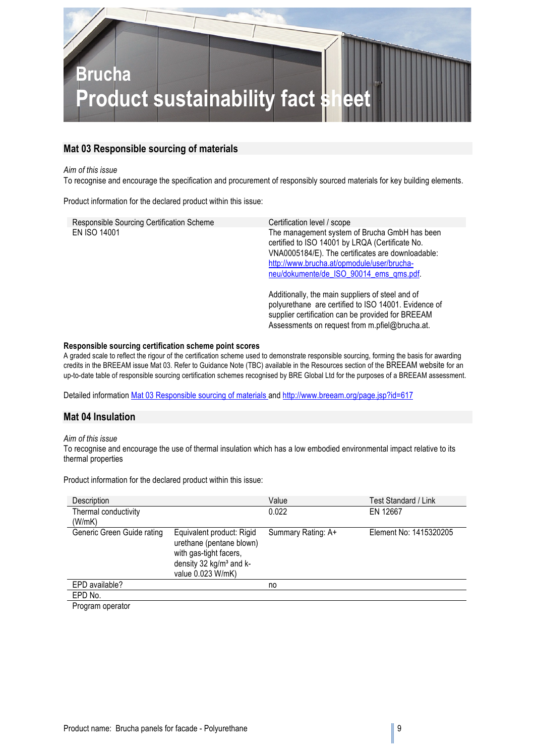# Brucha
# Product sustainability fact sheet

## Mat 03 Responsible sourcing of materials

*Aim of this issue*

To recognise and encourage the specification and procurement of responsibly sourced materials for key building elements.

Product information for the declared product within this issue:

| Responsible Sourcing Certification Scheme | Certification level / scope |
|---|---|
| EN ISO 14001 | The management system of Brucha GmbH has been certified to ISO 14001 by LRQA (Certificate No. VNA0005184/E). The certificates are downloadable: http://www.brucha.at/opmodule/user/brucha-neu/dokumente/de_ISO_90014_ems_qms.pdf.<br><br>Additionally, the main suppliers of steel and of polyurethane are certified to ISO 14001. Evidence of supplier certification can be provided for BREEAM Assessments on request from m.pfiel@brucha.at. |

**Responsible sourcing certification scheme point scores**

A graded scale to reflect the rigour of the certification scheme used to demonstrate responsible sourcing, forming the basis for awarding credits in the BREEAM issue Mat 03. Refer to Guidance Note (TBC) available in the Resources section of the BREEAM website for an up-to-date table of responsible sourcing certification schemes recognised by BRE Global Ltd for the purposes of a BREEAM assessment.

Detailed information Mat 03 Responsible sourcing of materials and http://www.breeam.org/page.jsp?id=617

## Mat 04 Insulation

*Aim of this issue*

To recognise and encourage the use of thermal insulation which has a low embodied environmental impact relative to its thermal properties

Product information for the declared product within this issue:

| Description | | Value | Test Standard / Link |
|---|---|---|---|
| Thermal conductivity (W/mK) | | 0.022 | EN 12667 |
| Generic Green Guide rating | Equivalent product: Rigid urethane (pentane blown) with gas-tight facers, density 32 kg/m³ and k-value 0.023 W/mK) | Summary Rating: A+ | Element No: 1415320205 |
| EPD available? | | no | |
| EPD No. | | | |
| Program operator | | | |

Product name: Brucha panels for facade - Polyurethane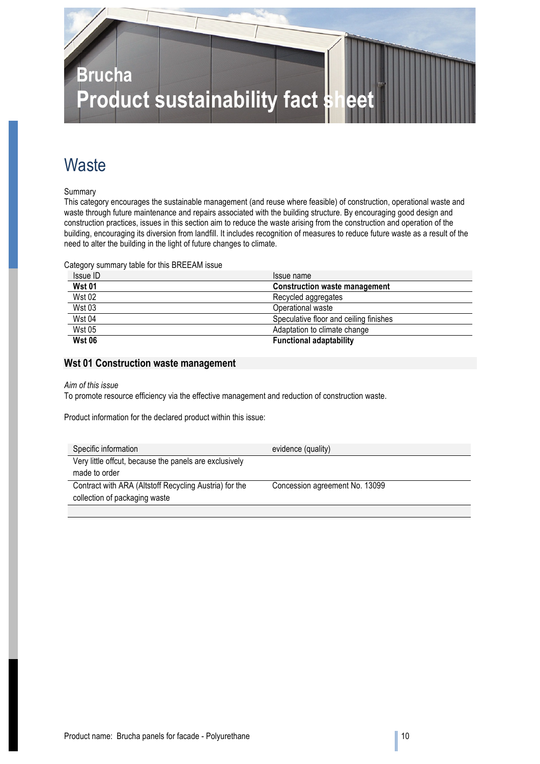# Brucha
# Product sustainability fact sheet

## Waste

Summary

This category encourages the sustainable management (and reuse where feasible) of construction, operational waste and waste through future maintenance and repairs associated with the building structure. By encouraging good design and construction practices, issues in this section aim to reduce the waste arising from the construction and operation of the building, encouraging its diversion from landfill. It includes recognition of measures to reduce future waste as a result of the need to alter the building in the light of future changes to climate.

Category summary table for this BREEAM issue

| Issue ID | Issue name |
|---|---|
| **Wst 01** | **Construction waste management** |
| Wst 02 | Recycled aggregates |
| Wst 03 | Operational waste |
| Wst 04 | Speculative floor and ceiling finishes |
| Wst 05 | Adaptation to climate change |
| **Wst 06** | **Functional adaptability** |

### Wst 01 Construction waste management

*Aim of this issue*

To promote resource efficiency via the effective management and reduction of construction waste.

Product information for the declared product within this issue:

| Specific information | evidence (quality) |
|---|---|
| Very little offcut, because the panels are exclusively made to order | |
| Contract with ARA (Altstoff Recycling Austria) for the collection of packaging waste | Concession agreement No. 13099 |
| | |

Product name: Brucha panels for facade - Polyurethane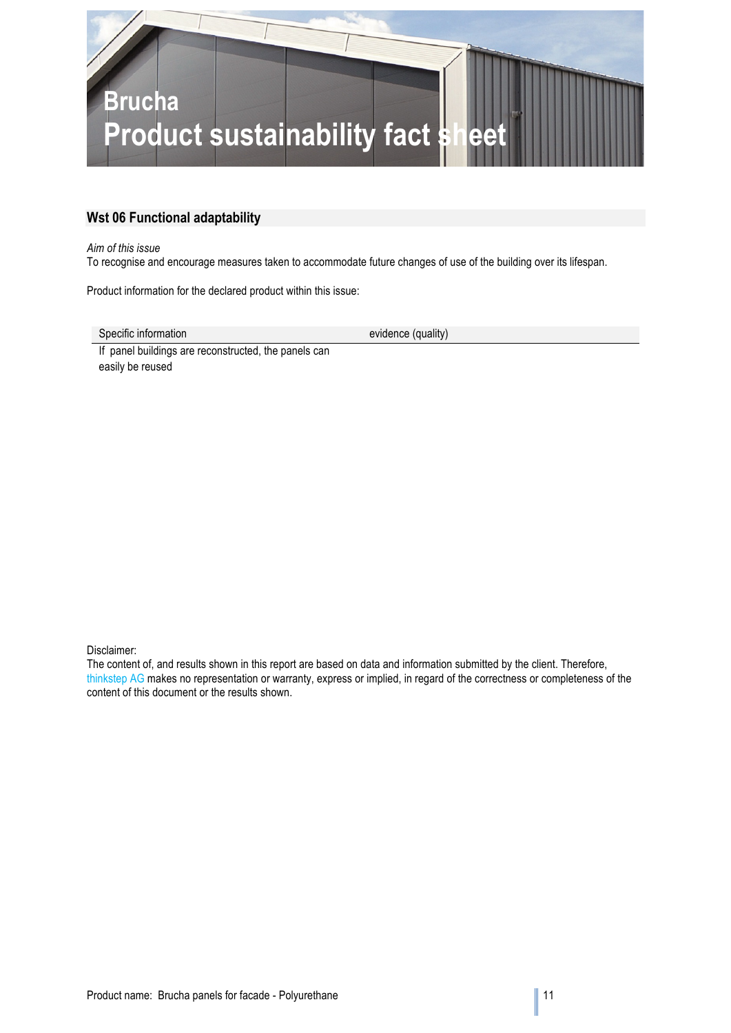# Brucha
# Product sustainability fact sheet

## Wst 06 Functional adaptability

*Aim of this issue*
To recognise and encourage measures taken to accommodate future changes of use of the building over its lifespan.

Product information for the declared product within this issue:

| Specific information | evidence (quality) |
|---|---|
| If panel buildings are reconstructed, the panels can easily be reused | |

Disclaimer:
The content of, and results shown in this report are based on data and information submitted by the client. Therefore, thinkstep AG makes no representation or warranty, express or implied, in regard of the correctness or completeness of the content of this document or the results shown.

Product name: Brucha panels for facade - Polyurethane